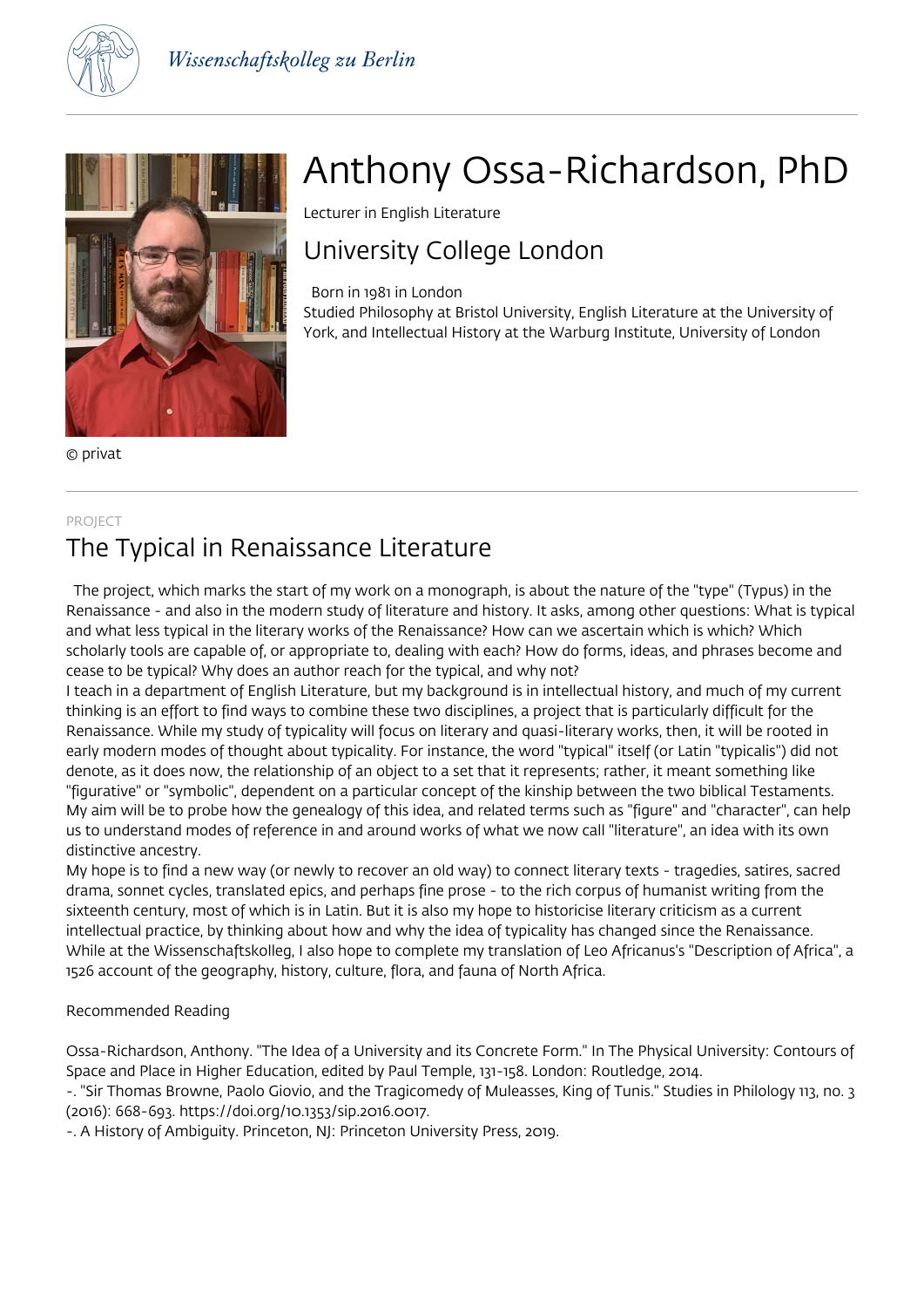Wissenschaftskolleg zu Berlin

# Anthony Ossa-Richardson, PhD

Lecturer in English Literature

## University College London

Born in 1981 in London

Studied Philosophy at Bristol University, English Literature at the University of York, and Intellectual History at the Warburg Institute, University of London

© privat

PROJECT

## The Typical in Renaissance Literature

The project, which marks the start of my work on a monograph, is about the nature of the "type" (Typus) in the Renaissance - and also in the modern study of literature and history. It asks, among other questions: What is typical and what less typical in the literary works of the Renaissance? How can we ascertain which is which? Which scholarly tools are capable of, or appropriate to, dealing with each? How do forms, ideas, and phrases become and cease to be typical? Why does an author reach for the typical, and why not?

I teach in a department of English Literature, but my background is in intellectual history, and much of my current thinking is an effort to find ways to combine these two disciplines, a project that is particularly difficult for the Renaissance. While my study of typicality will focus on literary and quasi-literary works, then, it will be rooted in early modern modes of thought about typicality. For instance, the word "typical" itself (or Latin "typicalis") did not denote, as it does now, the relationship of an object to a set that it represents; rather, it meant something like "figurative" or "symbolic", dependent on a particular concept of the kinship between the two biblical Testaments. My aim will be to probe how the genealogy of this idea, and related terms such as "figure" and "character", can help us to understand modes of reference in and around works of what we now call "literature", an idea with its own distinctive ancestry.

My hope is to find a new way (or newly to recover an old way) to connect literary texts - tragedies, satires, sacred drama, sonnet cycles, translated epics, and perhaps fine prose - to the rich corpus of humanist writing from the sixteenth century, most of which is in Latin. But it is also my hope to historicise literary criticism as a current intellectual practice, by thinking about how and why the idea of typicality has changed since the Renaissance. While at the Wissenschaftskolleg, I also hope to complete my translation of Leo Africanus's "Description of Africa", a 1526 account of the geography, history, culture, flora, and fauna of North Africa.

Recommended Reading

Ossa-Richardson, Anthony. "The Idea of a University and its Concrete Form." In The Physical University: Contours of Space and Place in Higher Education, edited by Paul Temple, 131-158. London: Routledge, 2014.

-. "Sir Thomas Browne, Paolo Giovio, and the Tragicomedy of Muleasses, King of Tunis." Studies in Philology 113, no. 3 (2016): 668-693. https://doi.org/10.1353/sip.2016.0017.

-. A History of Ambiguity. Princeton, NJ: Princeton University Press, 2019.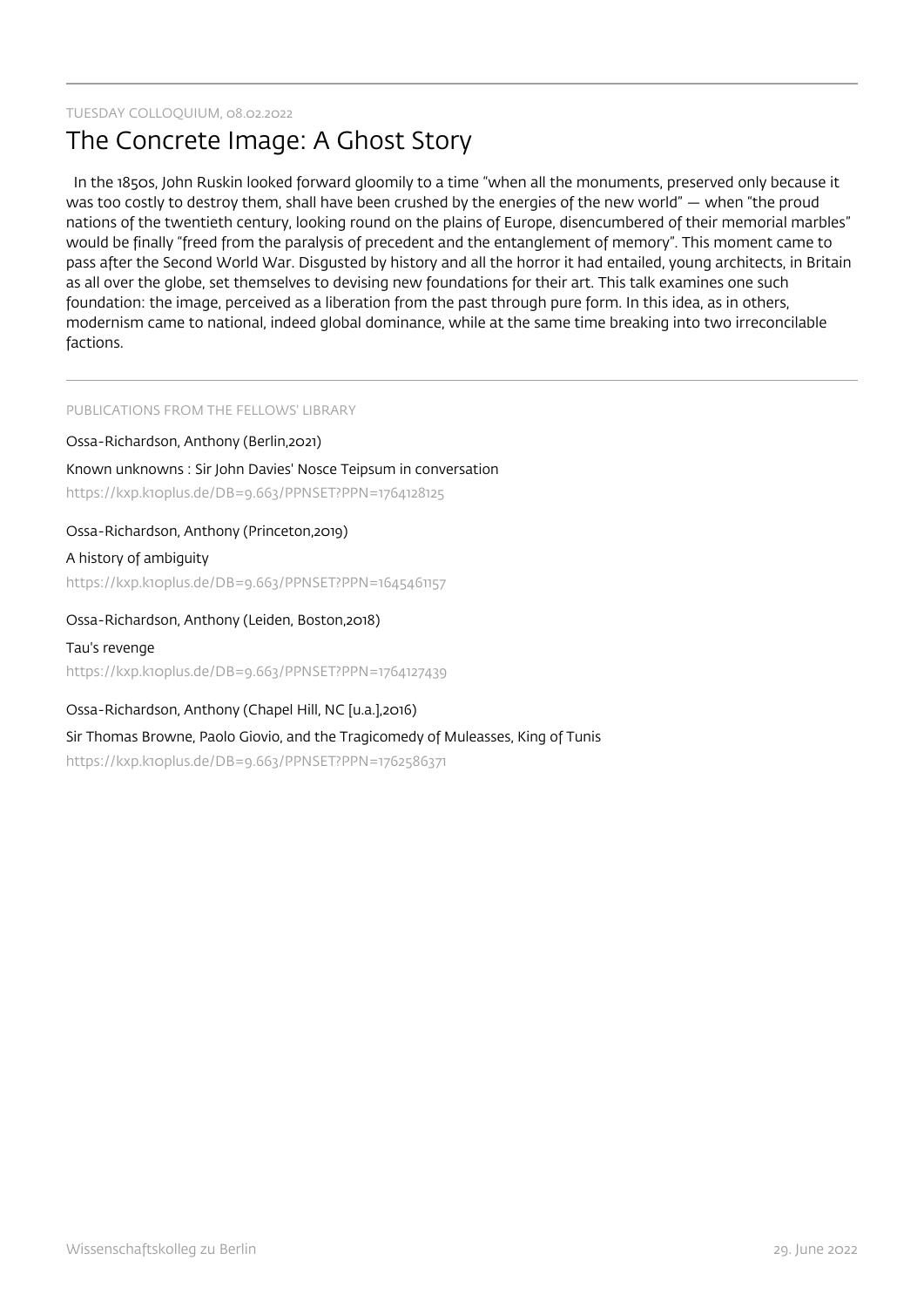TUESDAY COLLOQUIUM, 08.02.2022

# The Concrete Image: A Ghost Story

In the 1850s, John Ruskin looked forward gloomily to a time "when all the monuments, preserved only because it was too costly to destroy them, shall have been crushed by the energies of the new world" — when "the proud nations of the twentieth century, looking round on the plains of Europe, disencumbered of their memorial marbles" would be finally "freed from the paralysis of precedent and the entanglement of memory". This moment came to pass after the Second World War. Disgusted by history and all the horror it had entailed, young architects, in Britain as all over the globe, set themselves to devising new foundations for their art. This talk examines one such foundation: the image, perceived as a liberation from the past through pure form. In this idea, as in others, modernism came to national, indeed global dominance, while at the same time breaking into two irreconcilable factions.

---

PUBLICATIONS FROM THE FELLOWS' LIBRARY

Ossa-Richardson, Anthony (Berlin,2021)

Known unknowns : Sir John Davies' Nosce Teipsum in conversation

https://kxp.k10plus.de/DB=9.663/PPNSET?PPN=1764128125

Ossa-Richardson, Anthony (Princeton,2019)

A history of ambiguity

https://kxp.k10plus.de/DB=9.663/PPNSET?PPN=1645461157

Ossa-Richardson, Anthony (Leiden, Boston,2018)

Tau's revenge

https://kxp.k10plus.de/DB=9.663/PPNSET?PPN=1764127439

Ossa-Richardson, Anthony (Chapel Hill, NC [u.a.],2016)

Sir Thomas Browne, Paolo Giovio, and the Tragicomedy of Muleasses, King of Tunis

https://kxp.k10plus.de/DB=9.663/PPNSET?PPN=1762586371